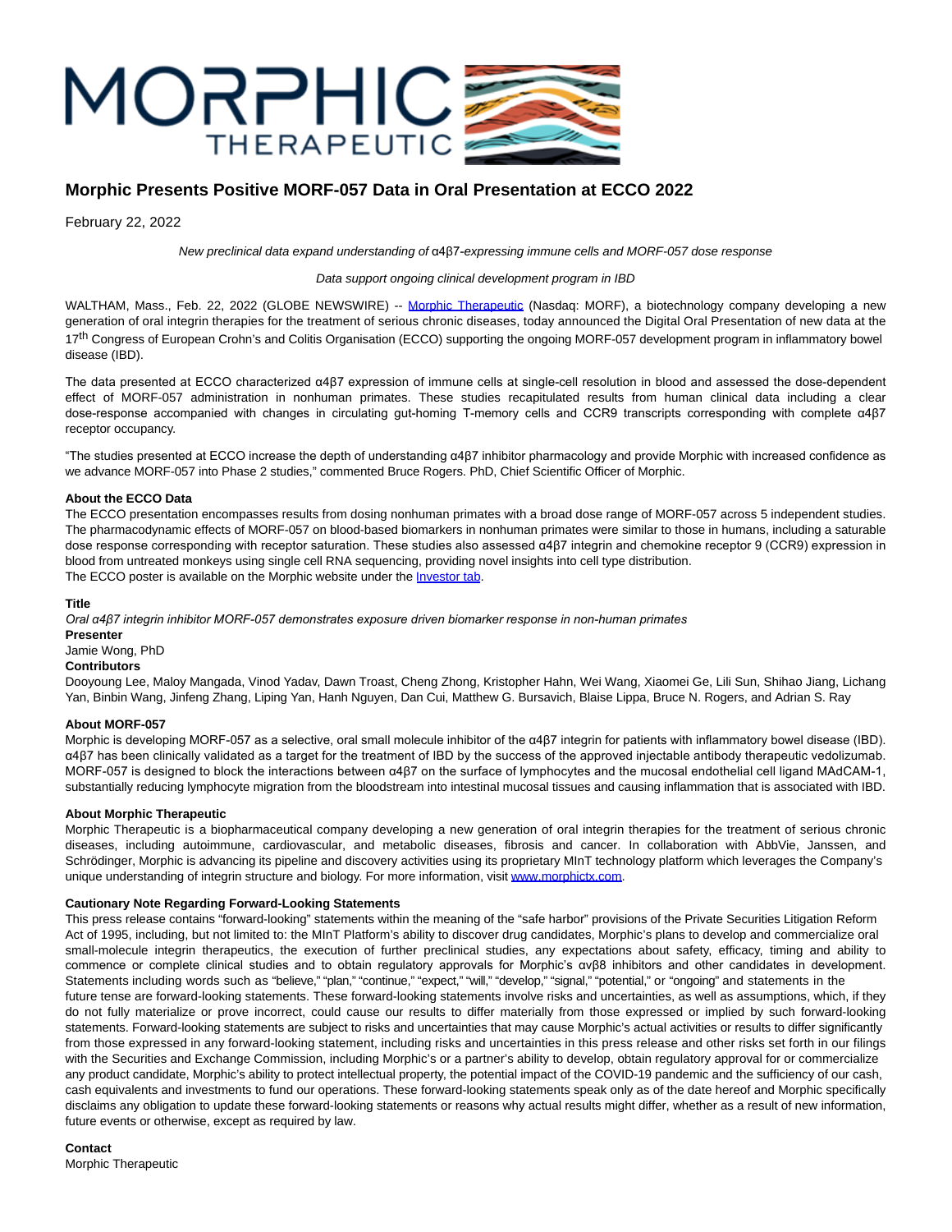# Morphic Presents Positive MORF-057 Data in Oral Presentation at ECCO 2022

February 22, 2022

*New preclinical data expand understanding of α4β7-expressing immune cells and MORF-057 dose response*

*Data support ongoing clinical development program in IBD*

WALTHAM, Mass., Feb. 22, 2022 (GLOBE NEWSWIRE) -- Morphic Therapeutic (Nasdaq: MORF), a biotechnology company developing a new generation of oral integrin therapies for the treatment of serious chronic diseases, today announced the Digital Oral Presentation of new data at the 17th Congress of European Crohn's and Colitis Organisation (ECCO) supporting the ongoing MORF-057 development program in inflammatory bowel disease (IBD).

The data presented at ECCO characterized α4β7 expression of immune cells at single-cell resolution in blood and assessed the dose-dependent effect of MORF-057 administration in nonhuman primates. These studies recapitulated results from human clinical data including a clear dose-response accompanied with changes in circulating gut-homing T-memory cells and CCR9 transcripts corresponding with complete α4β7 receptor occupancy.

"The studies presented at ECCO increase the depth of understanding α4β7 inhibitor pharmacology and provide Morphic with increased confidence as we advance MORF-057 into Phase 2 studies," commented Bruce Rogers. PhD, Chief Scientific Officer of Morphic.

**About the ECCO Data**

The ECCO presentation encompasses results from dosing nonhuman primates with a broad dose range of MORF-057 across 5 independent studies. The pharmacodynamic effects of MORF-057 on blood-based biomarkers in nonhuman primates were similar to those in humans, including a saturable dose response corresponding with receptor saturation. These studies also assessed α4β7 integrin and chemokine receptor 9 (CCR9) expression in blood from untreated monkeys using single cell RNA sequencing, providing novel insights into cell type distribution.

The ECCO poster is available on the Morphic website under the Investor tab.

**Title**

*Oral α4β7 integrin inhibitor MORF-057 demonstrates exposure driven biomarker response in non-human primates*

**Presenter**

Jamie Wong, PhD

**Contributors**

Dooyoung Lee, Maloy Mangada, Vinod Yadav, Dawn Troast, Cheng Zhong, Kristopher Hahn, Wei Wang, Xiaomei Ge, Lili Sun, Shihao Jiang, Lichang Yan, Binbin Wang, Jinfeng Zhang, Liping Yan, Hanh Nguyen, Dan Cui, Matthew G. Bursavich, Blaise Lippa, Bruce N. Rogers, and Adrian S. Ray

**About MORF-057**

Morphic is developing MORF-057 as a selective, oral small molecule inhibitor of the α4β7 integrin for patients with inflammatory bowel disease (IBD). α4β7 has been clinically validated as a target for the treatment of IBD by the success of the approved injectable antibody therapeutic vedolizumab. MORF-057 is designed to block the interactions between α4β7 on the surface of lymphocytes and the mucosal endothelial cell ligand MAdCAM-1, substantially reducing lymphocyte migration from the bloodstream into intestinal mucosal tissues and causing inflammation that is associated with IBD.

**About Morphic Therapeutic**

Morphic Therapeutic is a biopharmaceutical company developing a new generation of oral integrin therapies for the treatment of serious chronic diseases, including autoimmune, cardiovascular, and metabolic diseases, fibrosis and cancer. In collaboration with AbbVie, Janssen, and Schrödinger, Morphic is advancing its pipeline and discovery activities using its proprietary MInT technology platform which leverages the Company's unique understanding of integrin structure and biology. For more information, visit www.morphictx.com.

**Cautionary Note Regarding Forward-Looking Statements**

This press release contains "forward-looking" statements within the meaning of the "safe harbor" provisions of the Private Securities Litigation Reform Act of 1995, including, but not limited to: the MInT Platform's ability to discover drug candidates, Morphic's plans to develop and commercialize oral small-molecule integrin therapeutics, the execution of further preclinical studies, any expectations about safety, efficacy, timing and ability to commence or complete clinical studies and to obtain regulatory approvals for Morphic's αvβ8 inhibitors and other candidates in development. Statements including words such as "believe," "plan," "continue," "expect," "will," "develop," "signal," "potential," or "ongoing" and statements in the future tense are forward-looking statements. These forward-looking statements involve risks and uncertainties, as well as assumptions, which, if they do not fully materialize or prove incorrect, could cause our results to differ materially from those expressed or implied by such forward-looking statements. Forward-looking statements are subject to risks and uncertainties that may cause Morphic's actual activities or results to differ significantly from those expressed in any forward-looking statement, including risks and uncertainties in this press release and other risks set forth in our filings with the Securities and Exchange Commission, including Morphic's or a partner's ability to develop, obtain regulatory approval for or commercialize any product candidate, Morphic's ability to protect intellectual property, the potential impact of the COVID-19 pandemic and the sufficiency of our cash, cash equivalents and investments to fund our operations. These forward-looking statements speak only as of the date hereof and Morphic specifically disclaims any obligation to update these forward-looking statements or reasons why actual results might differ, whether as a result of new information, future events or otherwise, except as required by law.

**Contact**

Morphic Therapeutic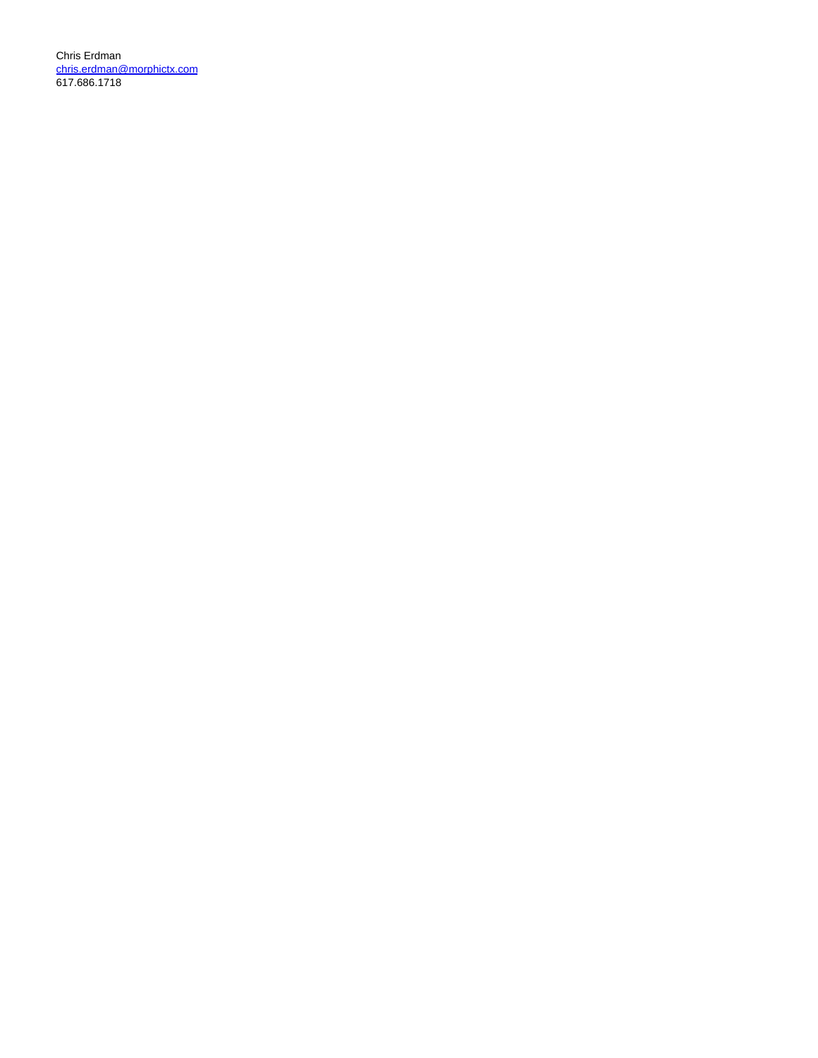Chris Erdman
[chris.erdman@morphictx.com](mailto:chris.erdman@morphictx.com)
617.686.1718